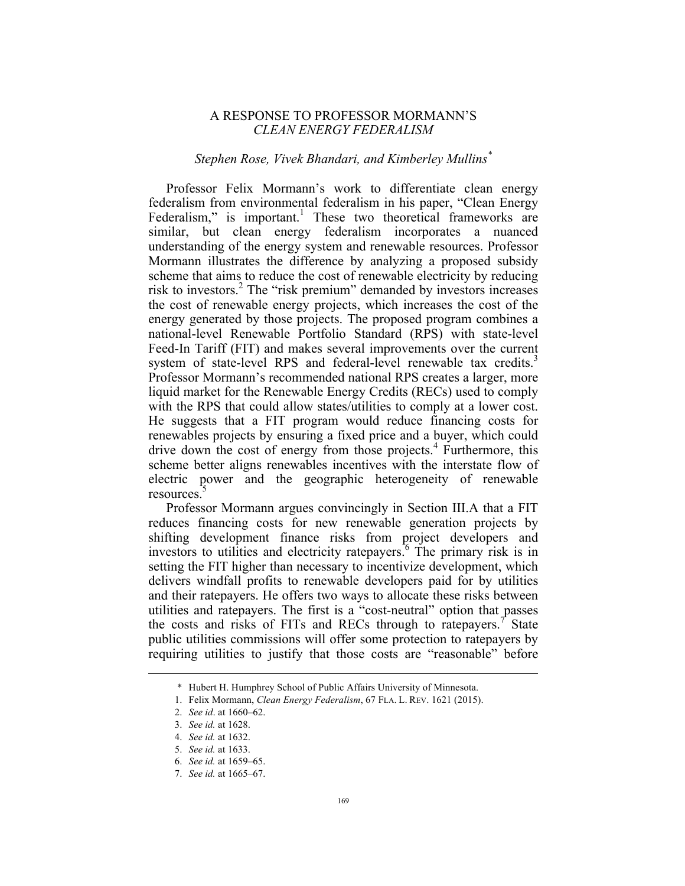# A RESPONSE TO PROFESSOR MORMANN'S *CLEAN ENERGY FEDERALISM*

*Stephen Rose, Vivek Bhandari, and Kimberley Mullins*[*]

Professor Felix Mormann's work to differentiate clean energy federalism from environmental federalism in his paper, "Clean Energy Federalism," is important.[1] These two theoretical frameworks are similar, but clean energy federalism incorporates a nuanced understanding of the energy system and renewable resources. Professor Mormann illustrates the difference by analyzing a proposed subsidy scheme that aims to reduce the cost of renewable electricity by reducing risk to investors.[2] The "risk premium" demanded by investors increases the cost of renewable energy projects, which increases the cost of the energy generated by those projects. The proposed program combines a national-level Renewable Portfolio Standard (RPS) with state-level Feed-In Tariff (FIT) and makes several improvements over the current system of state-level RPS and federal-level renewable tax credits.[3] Professor Mormann's recommended national RPS creates a larger, more liquid market for the Renewable Energy Credits (RECs) used to comply with the RPS that could allow states/utilities to comply at a lower cost. He suggests that a FIT program would reduce financing costs for renewables projects by ensuring a fixed price and a buyer, which could drive down the cost of energy from those projects.[4] Furthermore, this scheme better aligns renewables incentives with the interstate flow of electric power and the geographic heterogeneity of renewable resources.[5]

Professor Mormann argues convincingly in Section III.A that a FIT reduces financing costs for new renewable generation projects by shifting development finance risks from project developers and investors to utilities and electricity ratepayers.[6] The primary risk is in setting the FIT higher than necessary to incentivize development, which delivers windfall profits to renewable developers paid for by utilities and their ratepayers. He offers two ways to allocate these risks between utilities and ratepayers. The first is a "cost-neutral" option that passes the costs and risks of FITs and RECs through to ratepayers.[7] State public utilities commissions will offer some protection to ratepayers by requiring utilities to justify that those costs are "reasonable" before

---

\* Hubert H. Humphrey School of Public Affairs University of Minnesota.

1. Felix Mormann, *Clean Energy Federalism*, 67 FLA. L. REV. 1621 (2015).
2. *See id*. at 1660–62.
3. *See id.* at 1628.
4. *See id.* at 1632.
5. *See id.* at 1633.
6. *See id.* at 1659–65.
7. *See id.* at 1665–67.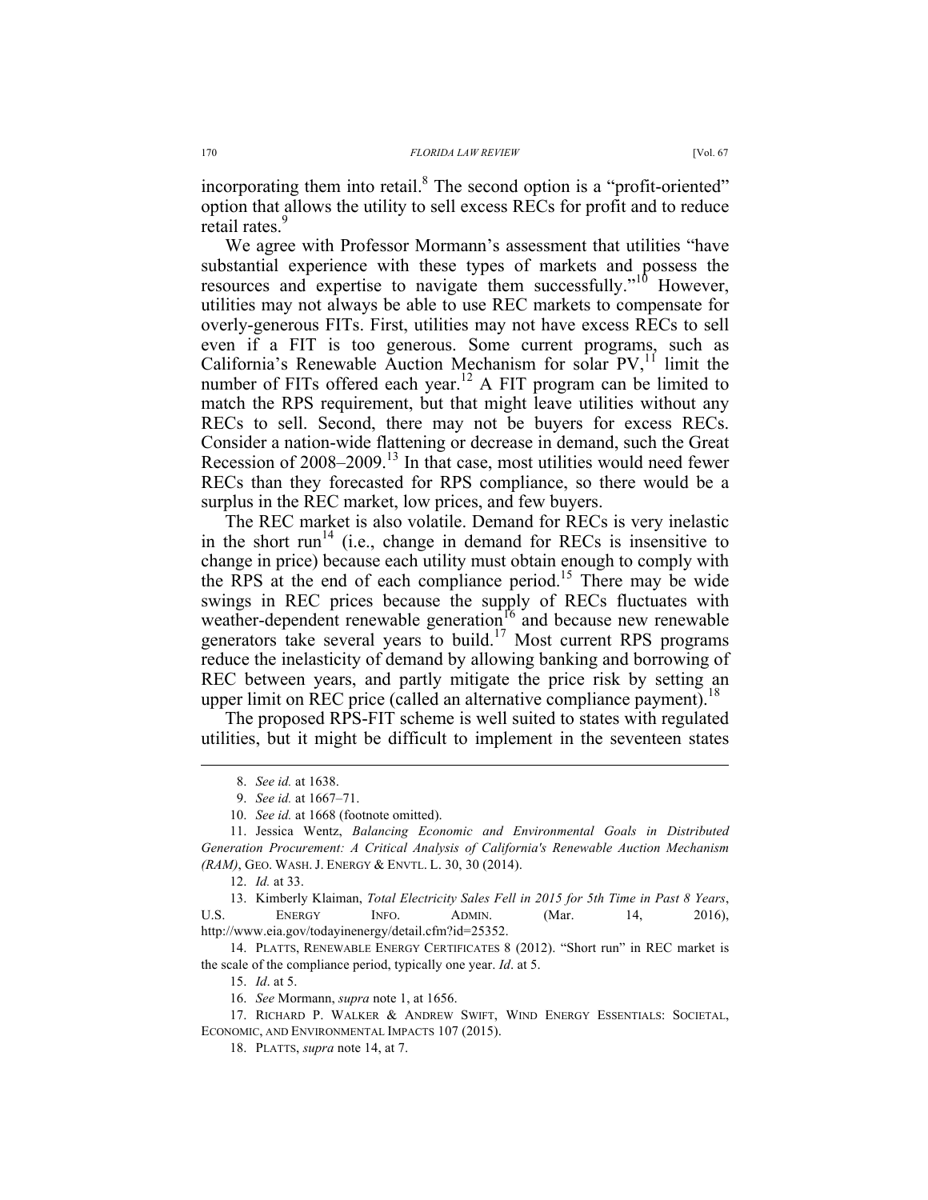incorporating them into retail.[8] The second option is a "profit-oriented" option that allows the utility to sell excess RECs for profit and to reduce retail rates.[9]

We agree with Professor Mormann's assessment that utilities "have substantial experience with these types of markets and possess the resources and expertise to navigate them successfully."[10] However, utilities may not always be able to use REC markets to compensate for overly-generous FITs. First, utilities may not have excess RECs to sell even if a FIT is too generous. Some current programs, such as California's Renewable Auction Mechanism for solar PV,[11] limit the number of FITs offered each year.[12] A FIT program can be limited to match the RPS requirement, but that might leave utilities without any RECs to sell. Second, there may not be buyers for excess RECs. Consider a nation-wide flattening or decrease in demand, such the Great Recession of 2008–2009.[13] In that case, most utilities would need fewer RECs than they forecasted for RPS compliance, so there would be a surplus in the REC market, low prices, and few buyers.

The REC market is also volatile. Demand for RECs is very inelastic in the short run[14] (i.e., change in demand for RECs is insensitive to change in price) because each utility must obtain enough to comply with the RPS at the end of each compliance period.[15] There may be wide swings in REC prices because the supply of RECs fluctuates with weather-dependent renewable generation[16] and because new renewable generators take several years to build.[17] Most current RPS programs reduce the inelasticity of demand by allowing banking and borrowing of REC between years, and partly mitigate the price risk by setting an upper limit on REC price (called an alternative compliance payment).[18]

The proposed RPS-FIT scheme is well suited to states with regulated utilities, but it might be difficult to implement in the seventeen states

---

8. *See id.* at 1638.

9. *See id.* at 1667–71.

10. *See id.* at 1668 (footnote omitted).

11. Jessica Wentz, *Balancing Economic and Environmental Goals in Distributed Generation Procurement: A Critical Analysis of California's Renewable Auction Mechanism (RAM)*, GEO. WASH. J. ENERGY & ENVTL. L. 30, 30 (2014).

12. *Id.* at 33.

13. Kimberly Klaiman, *Total Electricity Sales Fell in 2015 for 5th Time in Past 8 Years*, U.S. ENERGY INFO. ADMIN. (Mar. 14, 2016), http://www.eia.gov/todayinenergy/detail.cfm?id=25352.

14. PLATTS, RENEWABLE ENERGY CERTIFICATES 8 (2012). "Short run" in REC market is the scale of the compliance period, typically one year. *Id*. at 5.

15. *Id*. at 5.

16. *See* Mormann, *supra* note 1, at 1656.

17. RICHARD P. WALKER & ANDREW SWIFT, WIND ENERGY ESSENTIALS: SOCIETAL, ECONOMIC, AND ENVIRONMENTAL IMPACTS 107 (2015).

18. PLATTS, *supra* note 14, at 7.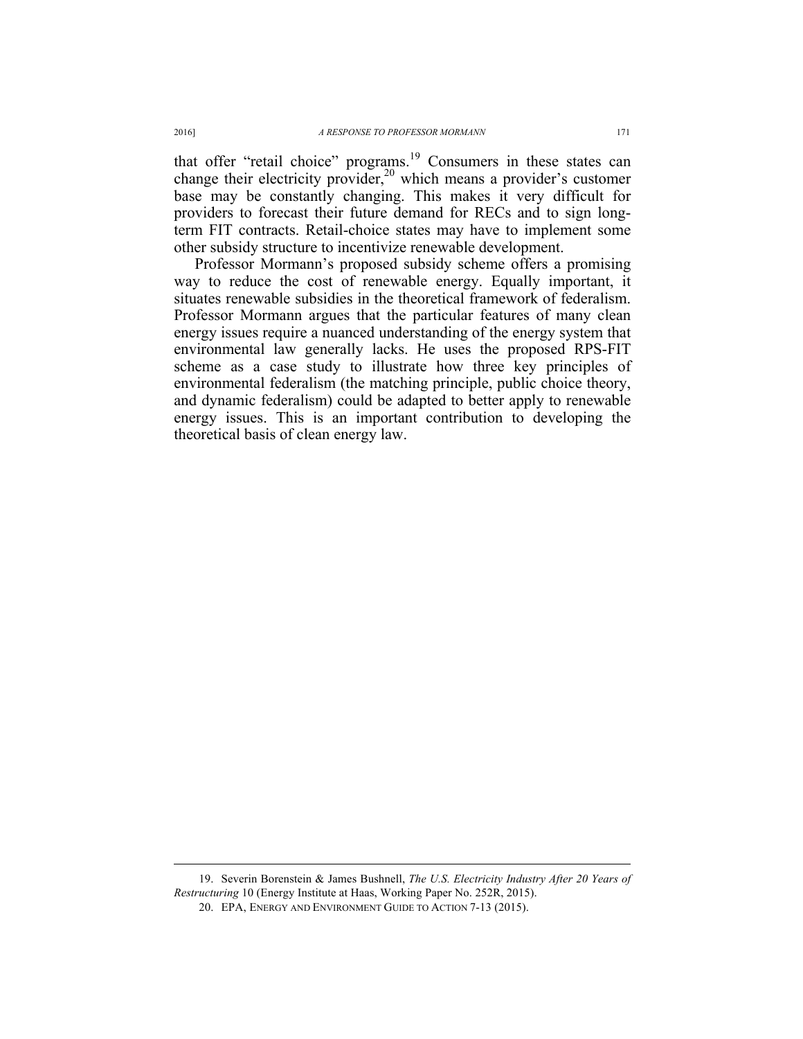that offer "retail choice" programs.[19] Consumers in these states can change their electricity provider,[20] which means a provider's customer base may be constantly changing. This makes it very difficult for providers to forecast their future demand for RECs and to sign long-term FIT contracts. Retail-choice states may have to implement some other subsidy structure to incentivize renewable development.

Professor Mormann's proposed subsidy scheme offers a promising way to reduce the cost of renewable energy. Equally important, it situates renewable subsidies in the theoretical framework of federalism. Professor Mormann argues that the particular features of many clean energy issues require a nuanced understanding of the energy system that environmental law generally lacks. He uses the proposed RPS-FIT scheme as a case study to illustrate how three key principles of environmental federalism (the matching principle, public choice theory, and dynamic federalism) could be adapted to better apply to renewable energy issues. This is an important contribution to developing the theoretical basis of clean energy law.

---

19. Severin Borenstein & James Bushnell, *The U.S. Electricity Industry After 20 Years of Restructuring* 10 (Energy Institute at Haas, Working Paper No. 252R, 2015).

20. EPA, ENERGY AND ENVIRONMENT GUIDE TO ACTION 7-13 (2015).